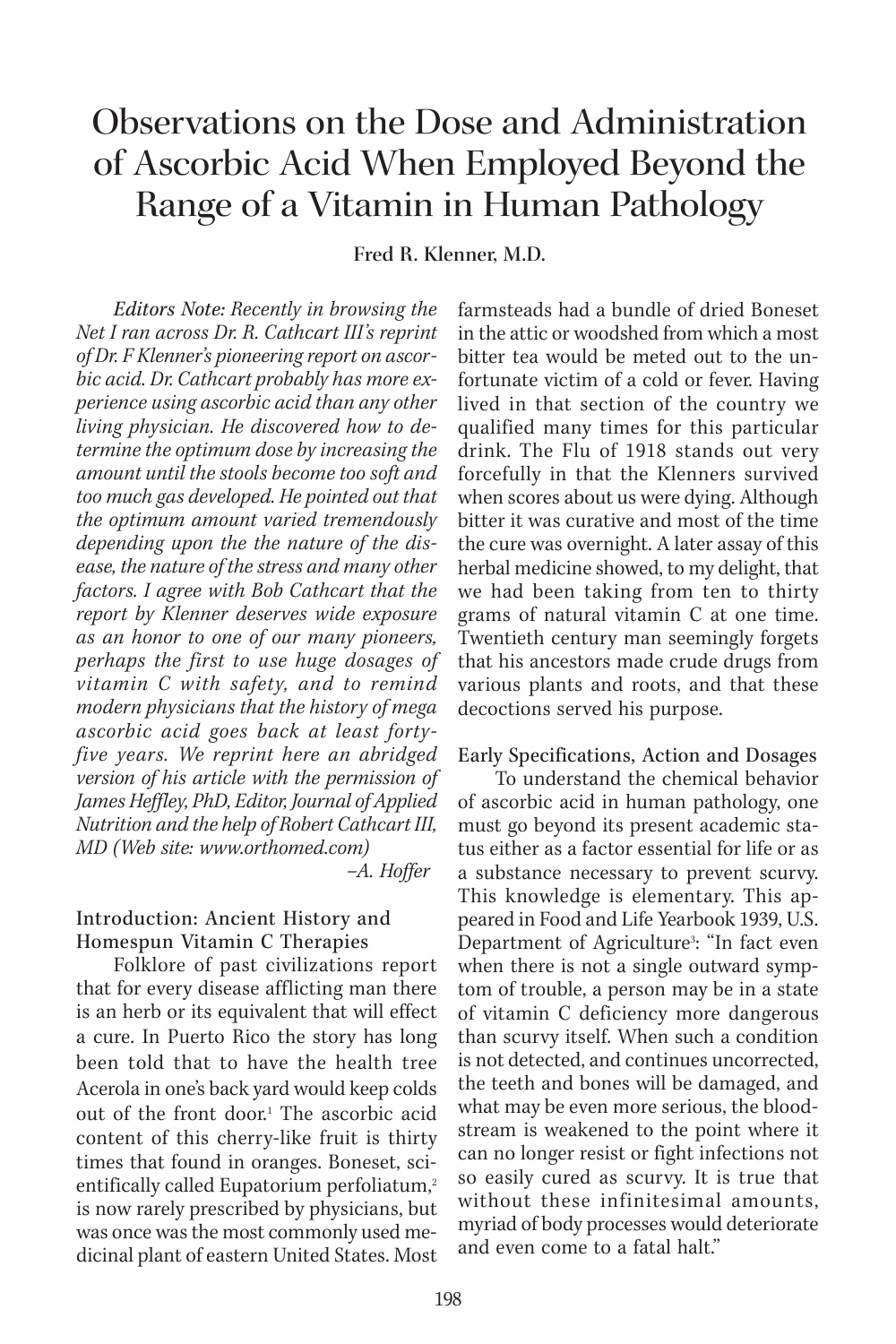# Observations on the Dose and Administration of Ascorbic Acid When Employed Beyond the Range of a Vitamin in Human Pathology

**Fred R. Klenner, M.D.**

*Editors Note: Recently in browsing the Net I ran across Dr. R. Cathcart III's reprint of Dr. F Klenner's pioneering report on ascorbic acid. Dr. Cathcart probably has more experience using ascorbic acid than any other living physician. He discovered how to determine the optimum dose by increasing the amount until the stools become too soft and too much gas developed. He pointed out that the optimum amount varied tremendously depending upon the the nature of the disease, the nature of the stress and many other factors. I agree with Bob Cathcart that the report by Klenner deserves wide exposure as an honor to one of our many pioneers, perhaps the first to use huge dosages of vitamin C with safety, and to remind modern physicians that the history of mega ascorbic acid goes back at least forty-five years. We reprint here an abridged version of his article with the permission of James Heffley, PhD, Editor, Journal of Applied Nutrition and the help of Robert Cathcart III, MD (Web site: www.orthomed.com)*

*–A. Hoffer*

## Introduction: Ancient History and Homespun Vitamin C Therapies

Folklore of past civilizations report that for every disease afflicting man there is an herb or its equivalent that will effect a cure. In Puerto Rico the story has long been told that to have the health tree Acerola in one's back yard would keep colds out of the front door.[1] The ascorbic acid content of this cherry-like fruit is thirty times that found in oranges. Boneset, scientifically called Eupatorium perfoliatum,[2] is now rarely prescribed by physicians, but was once was the most commonly used medicinal plant of eastern United States. Most farmsteads had a bundle of dried Boneset in the attic or woodshed from which a most bitter tea would be meted out to the unfortunate victim of a cold or fever. Having lived in that section of the country we qualified many times for this particular drink. The Flu of 1918 stands out very forcefully in that the Klenners survived when scores about us were dying. Although bitter it was curative and most of the time the cure was overnight. A later assay of this herbal medicine showed, to my delight, that we had been taking from ten to thirty grams of natural vitamin C at one time. Twentieth century man seemingly forgets that his ancestors made crude drugs from various plants and roots, and that these decoctions served his purpose.

## Early Specifications, Action and Dosages

To understand the chemical behavior of ascorbic acid in human pathology, one must go beyond its present academic status either as a factor essential for life or as a substance necessary to prevent scurvy. This knowledge is elementary. This appeared in Food and Life Yearbook 1939, U.S. Department of Agriculture[3]: "In fact even when there is not a single outward symptom of trouble, a person may be in a state of vitamin C deficiency more dangerous than scurvy itself. When such a condition is not detected, and continues uncorrected, the teeth and bones will be damaged, and what may be even more serious, the bloodstream is weakened to the point where it can no longer resist or fight infections not so easily cured as scurvy. It is true that without these infinitesimal amounts, myriad of body processes would deteriorate and even come to a fatal halt."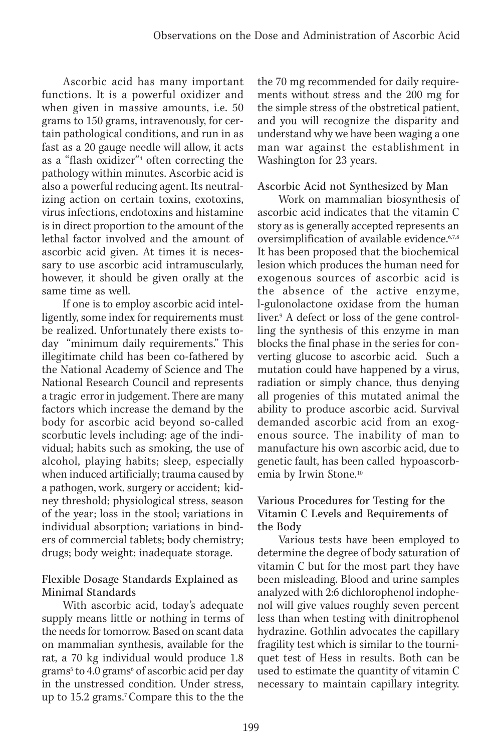Ascorbic acid has many important functions. It is a powerful oxidizer and when given in massive amounts, i.e. 50 grams to 150 grams, intravenously, for certain pathological conditions, and run in as fast as a 20 gauge needle will allow, it acts as a "flash oxidizer"[4] often correcting the pathology within minutes. Ascorbic acid is also a powerful reducing agent. Its neutralizing action on certain toxins, exotoxins, virus infections, endotoxins and histamine is in direct proportion to the amount of the lethal factor involved and the amount of ascorbic acid given. At times it is necessary to use ascorbic acid intramuscularly, however, it should be given orally at the same time as well.

If one is to employ ascorbic acid intelligently, some index for requirements must be realized. Unfortunately there exists today "minimum daily requirements." This illegitimate child has been co-fathered by the National Academy of Science and The National Research Council and represents a tragic error in judgement. There are many factors which increase the demand by the body for ascorbic acid beyond so-called scorbutic levels including: age of the individual; habits such as smoking, the use of alcohol, playing habits; sleep, especially when induced artificially; trauma caused by a pathogen, work, surgery or accident; kidney threshold; physiological stress, season of the year; loss in the stool; variations in individual absorption; variations in binders of commercial tablets; body chemistry; drugs; body weight; inadequate storage.

### Flexible Dosage Standards Explained as Minimal Standards

With ascorbic acid, today's adequate supply means little or nothing in terms of the needs for tomorrow. Based on scant data on mammalian synthesis, available for the rat, a 70 kg individual would produce 1.8 grams[5] to 4.0 grams[6] of ascorbic acid per day in the unstressed condition. Under stress, up to 15.2 grams.[7] Compare this to the the the 70 mg recommended for daily requirements without stress and the 200 mg for the simple stress of the obstretical patient, and you will recognize the disparity and understand why we have been waging a one man war against the establishment in Washington for 23 years.

### Ascorbic Acid not Synthesized by Man

Work on mammalian biosynthesis of ascorbic acid indicates that the vitamin C story as is generally accepted represents an oversimplification of available evidence.[6,7,8] It has been proposed that the biochemical lesion which produces the human need for exogenous sources of ascorbic acid is the absence of the active enzyme, l-gulonolactone oxidase from the human liver.[9] A defect or loss of the gene controlling the synthesis of this enzyme in man blocks the final phase in the series for converting glucose to ascorbic acid. Such a mutation could have happened by a virus, radiation or simply chance, thus denying all progenies of this mutated animal the ability to produce ascorbic acid. Survival demanded ascorbic acid from an exogenous source. The inability of man to manufacture his own ascorbic acid, due to genetic fault, has been called hypoascorbemia by Irwin Stone.[10]

### Various Procedures for Testing for the Vitamin C Levels and Requirements of the Body

Various tests have been employed to determine the degree of body saturation of vitamin C but for the most part they have been misleading. Blood and urine samples analyzed with 2:6 dichlorophenol indophenol will give values roughly seven percent less than when testing with dinitrophenol hydrazine. Gothlin advocates the capillary fragility test which is similar to the tourniquet test of Hess in results. Both can be used to estimate the quantity of vitamin C necessary to maintain capillary integrity.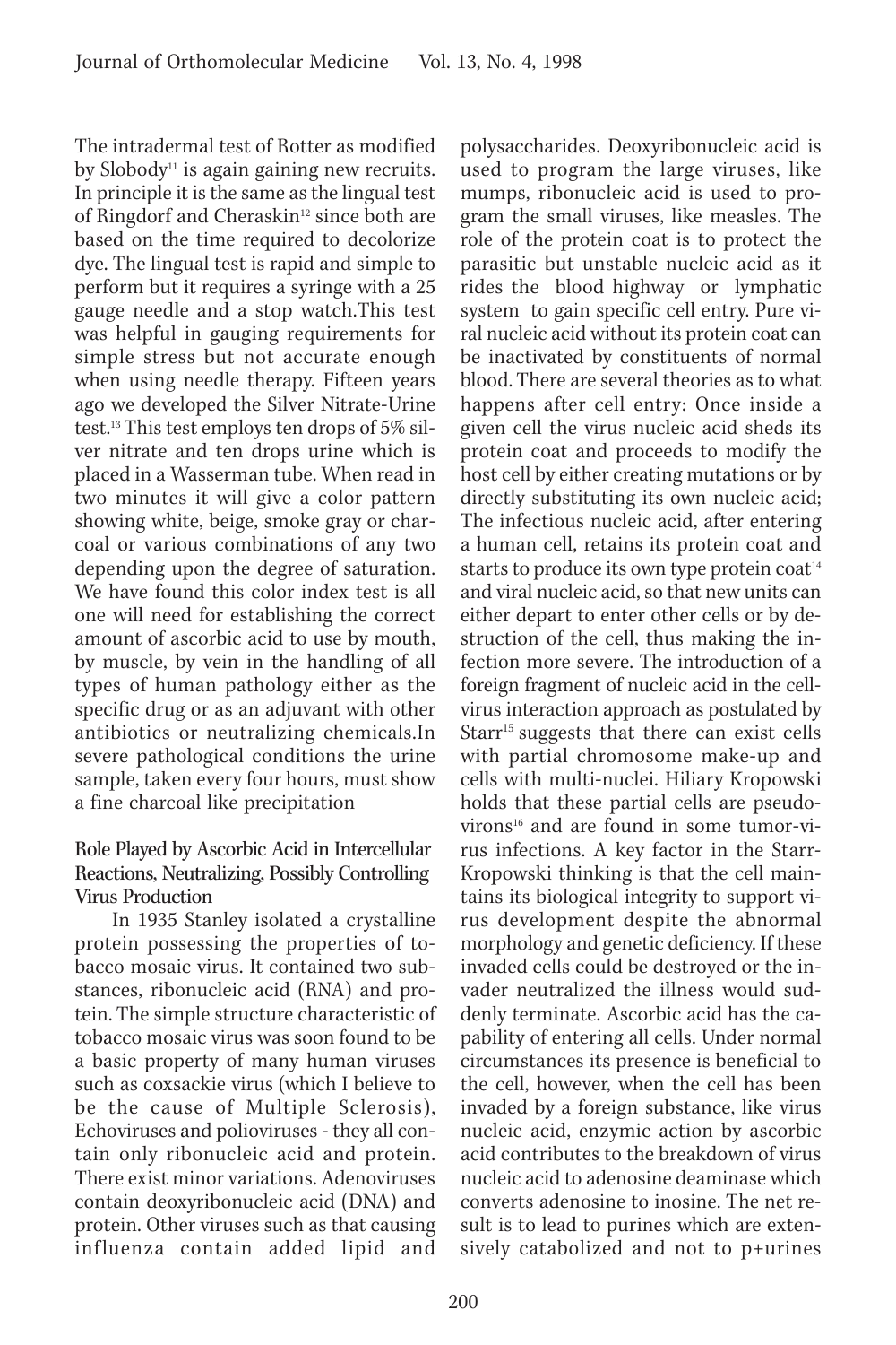The intradermal test of Rotter as modified by Slobody[11] is again gaining new recruits. In principle it is the same as the lingual test of Ringdorf and Cheraskin[12] since both are based on the time required to decolorize dye. The lingual test is rapid and simple to perform but it requires a syringe with a 25 gauge needle and a stop watch.This test was helpful in gauging requirements for simple stress but not accurate enough when using needle therapy. Fifteen years ago we developed the Silver Nitrate-Urine test.[13] This test employs ten drops of 5% silver nitrate and ten drops urine which is placed in a Wasserman tube. When read in two minutes it will give a color pattern showing white, beige, smoke gray or charcoal or various combinations of any two depending upon the degree of saturation. We have found this color index test is all one will need for establishing the correct amount of ascorbic acid to use by mouth, by muscle, by vein in the handling of all types of human pathology either as the specific drug or as an adjuvant with other antibiotics or neutralizing chemicals.In severe pathological conditions the urine sample, taken every four hours, must show a fine charcoal like precipitation

### Role Played by Ascorbic Acid in Intercellular Reactions, Neutralizing, Possibly Controlling Virus Production

In 1935 Stanley isolated a crystalline protein possessing the properties of tobacco mosaic virus. It contained two substances, ribonucleic acid (RNA) and protein. The simple structure characteristic of tobacco mosaic virus was soon found to be a basic property of many human viruses such as coxsackie virus (which I believe to be the cause of Multiple Sclerosis), Echoviruses and polioviruses - they all contain only ribonucleic acid and protein. There exist minor variations. Adenoviruses contain deoxyribonucleic acid (DNA) and protein. Other viruses such as that causing influenza contain added lipid and polysaccharides. Deoxyribonucleic acid is used to program the large viruses, like mumps, ribonucleic acid is used to program the small viruses, like measles. The role of the protein coat is to protect the parasitic but unstable nucleic acid as it rides the blood highway or lymphatic system to gain specific cell entry. Pure viral nucleic acid without its protein coat can be inactivated by constituents of normal blood. There are several theories as to what happens after cell entry: Once inside a given cell the virus nucleic acid sheds its protein coat and proceeds to modify the host cell by either creating mutations or by directly substituting its own nucleic acid; The infectious nucleic acid, after entering a human cell, retains its protein coat and starts to produce its own type protein coat[14] and viral nucleic acid, so that new units can either depart to enter other cells or by destruction of the cell, thus making the infection more severe. The introduction of a foreign fragment of nucleic acid in the cell-virus interaction approach as postulated by Starr[15] suggests that there can exist cells with partial chromosome make-up and cells with multi-nuclei. Hiliary Kropowski holds that these partial cells are pseudovirons[16] and are found in some tumor-virus infections. A key factor in the Starr-Kropowski thinking is that the cell maintains its biological integrity to support virus development despite the abnormal morphology and genetic deficiency. If these invaded cells could be destroyed or the invader neutralized the illness would suddenly terminate. Ascorbic acid has the capability of entering all cells. Under normal circumstances its presence is beneficial to the cell, however, when the cell has been invaded by a foreign substance, like virus nucleic acid, enzymic action by ascorbic acid contributes to the breakdown of virus nucleic acid to adenosine deaminase which converts adenosine to inosine. The net result is to lead to purines which are extensively catabolized and not to p+urines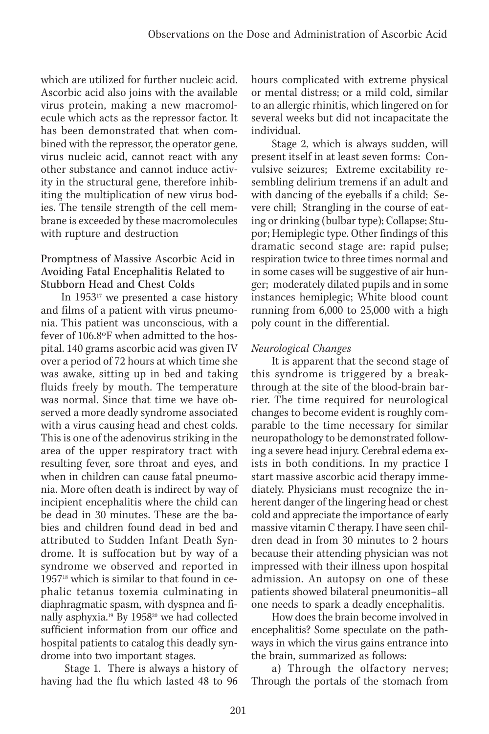which are utilized for further nucleic acid. Ascorbic acid also joins with the available virus protein, making a new macromolecule which acts as the repressor factor. It has been demonstrated that when combined with the repressor, the operator gene, virus nucleic acid, cannot react with any other substance and cannot induce activity in the structural gene, therefore inhibiting the multiplication of new virus bodies. The tensile strength of the cell membrane is exceeded by these macromolecules with rupture and destruction

### Promptness of Massive Ascorbic Acid in Avoiding Fatal Encephalitis Related to Stubborn Head and Chest Colds

In 1953[17] we presented a case history and films of a patient with virus pneumonia. This patient was unconscious, with a fever of 106.8ºF when admitted to the hospital. 140 grams ascorbic acid was given IV over a period of 72 hours at which time she was awake, sitting up in bed and taking fluids freely by mouth. The temperature was normal. Since that time we have observed a more deadly syndrome associated with a virus causing head and chest colds. This is one of the adenovirus striking in the area of the upper respiratory tract with resulting fever, sore throat and eyes, and when in children can cause fatal pneumonia. More often death is indirect by way of incipient encephalitis where the child can be dead in 30 minutes. These are the babies and children found dead in bed and attributed to Sudden Infant Death Syndrome. It is suffocation but by way of a syndrome we observed and reported in 1957[18] which is similar to that found in cephalic tetanus toxemia culminating in diaphragmatic spasm, with dyspnea and finally asphyxia.[19] By 1958[20] we had collected sufficient information from our office and hospital patients to catalog this deadly syndrome into two important stages.

Stage 1. There is always a history of having had the flu which lasted 48 to 96 hours complicated with extreme physical or mental distress; or a mild cold, similar to an allergic rhinitis, which lingered on for several weeks but did not incapacitate the individual.

Stage 2, which is always sudden, will present itself in at least seven forms: Convulsive seizures; Extreme excitability resembling delirium tremens if an adult and with dancing of the eyeballs if a child; Severe chill; Strangling in the course of eating or drinking (bulbar type); Collapse; Stupor; Hemiplegic type. Other findings of this dramatic second stage are: rapid pulse; respiration twice to three times normal and in some cases will be suggestive of air hunger; moderately dilated pupils and in some instances hemiplegic; White blood count running from 6,000 to 25,000 with a high poly count in the differential.

*Neurological Changes*

It is apparent that the second stage of this syndrome is triggered by a breakthrough at the site of the blood-brain barrier. The time required for neurological changes to become evident is roughly comparable to the time necessary for similar neuropathology to be demonstrated following a severe head injury. Cerebral edema exists in both conditions. In my practice I start massive ascorbic acid therapy immediately. Physicians must recognize the inherent danger of the lingering head or chest cold and appreciate the importance of early massive vitamin C therapy. I have seen children dead in from 30 minutes to 2 hours because their attending physician was not impressed with their illness upon hospital admission. An autopsy on one of these patients showed bilateral pneumonitis–all one needs to spark a deadly encephalitis.

How does the brain become involved in encephalitis? Some speculate on the pathways in which the virus gains entrance into the brain, summarized as follows:

a) Through the olfactory nerves; Through the portals of the stomach from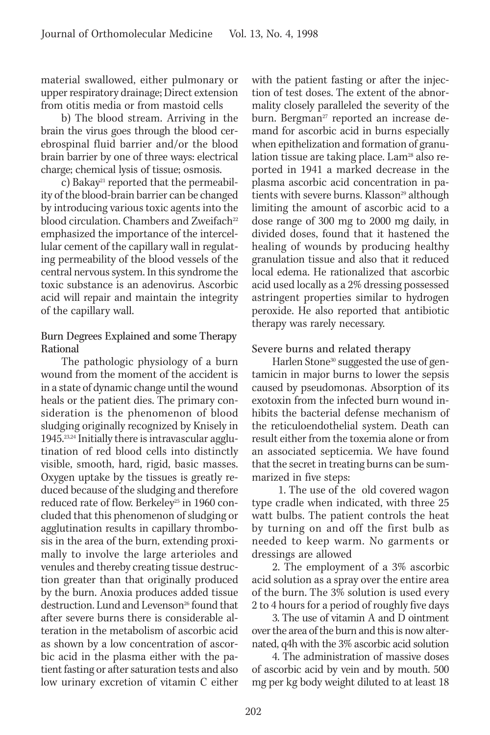material swallowed, either pulmonary or upper respiratory drainage; Direct extension from otitis media or from mastoid cells

b) The blood stream. Arriving in the brain the virus goes through the blood cerebrospinal fluid barrier and/or the blood brain barrier by one of three ways: electrical charge; chemical lysis of tissue; osmosis.

c) Bakay[21] reported that the permeability of the blood-brain barrier can be changed by introducing various toxic agents into the blood circulation. Chambers and Zweifach[22] emphasized the importance of the intercellular cement of the capillary wall in regulating permeability of the blood vessels of the central nervous system. In this syndrome the toxic substance is an adenovirus. Ascorbic acid will repair and maintain the integrity of the capillary wall.

### Burn Degrees Explained and some Therapy Rational

The pathologic physiology of a burn wound from the moment of the accident is in a state of dynamic change until the wound heals or the patient dies. The primary consideration is the phenomenon of blood sludging originally recognized by Knisely in 1945.[23,24] Initially there is intravascular agglutination of red blood cells into distinctly visible, smooth, hard, rigid, basic masses. Oxygen uptake by the tissues is greatly reduced because of the sludging and therefore reduced rate of flow. Berkeley[25] in 1960 concluded that this phenomenon of sludging or agglutination results in capillary thrombosis in the area of the burn, extending proximally to involve the large arterioles and venules and thereby creating tissue destruction greater than that originally produced by the burn. Anoxia produces added tissue destruction. Lund and Levenson[26] found that after severe burns there is considerable alteration in the metabolism of ascorbic acid as shown by a low concentration of ascorbic acid in the plasma either with the patient fasting or after saturation tests and also low urinary excretion of vitamin C either with the patient fasting or after the injection of test doses. The extent of the abnormality closely paralleled the severity of the burn. Bergman[27] reported an increase demand for ascorbic acid in burns especially when epithelization and formation of granulation tissue are taking place. Lam[28] also reported in 1941 a marked decrease in the plasma ascorbic acid concentration in patients with severe burns. Klasson[29] although limiting the amount of ascorbic acid to a dose range of 300 mg to 2000 mg daily, in divided doses, found that it hastened the healing of wounds by producing healthy granulation tissue and also that it reduced local edema. He rationalized that ascorbic acid used locally as a 2% dressing possessed astringent properties similar to hydrogen peroxide. He also reported that antibiotic therapy was rarely necessary.

### Severe burns and related therapy

Harlen Stone[30] suggested the use of gentamicin in major burns to lower the sepsis caused by pseudomonas. Absorption of its exotoxin from the infected burn wound inhibits the bacterial defense mechanism of the reticuloendothelial system. Death can result either from the toxemia alone or from an associated septicemia. We have found that the secret in treating burns can be summarized in five steps:

1. The use of the old covered wagon type cradle when indicated, with three 25 watt bulbs. The patient controls the heat by turning on and off the first bulb as needed to keep warm. No garments or dressings are allowed

2. The employment of a 3% ascorbic acid solution as a spray over the entire area of the burn. The 3% solution is used every 2 to 4 hours for a period of roughly five days

3. The use of vitamin A and D ointment over the area of the burn and this is now alternated, q4h with the 3% ascorbic acid solution

4. The administration of massive doses of ascorbic acid by vein and by mouth. 500 mg per kg body weight diluted to at least 18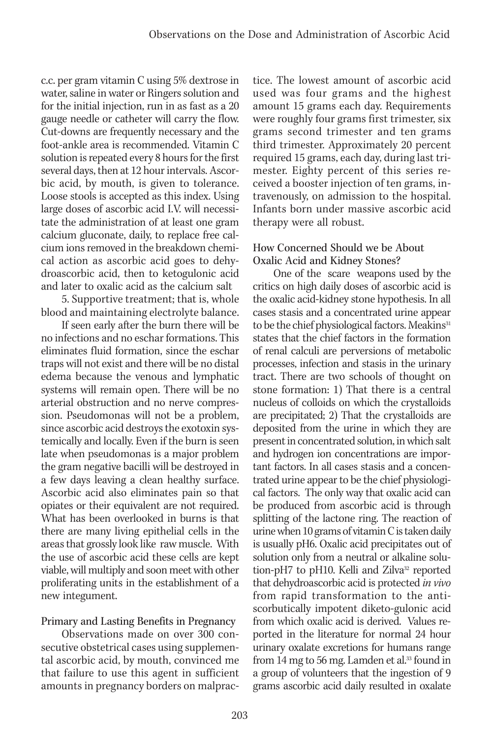c.c. per gram vitamin C using 5% dextrose in water, saline in water or Ringers solution and for the initial injection, run in as fast as a 20 gauge needle or catheter will carry the flow. Cut-downs are frequently necessary and the foot-ankle area is recommended. Vitamin C solution is repeated every 8 hours for the first several days, then at 12 hour intervals. Ascorbic acid, by mouth, is given to tolerance. Loose stools is accepted as this index. Using large doses of ascorbic acid I.V. will necessitate the administration of at least one gram calcium gluconate, daily, to replace free calcium ions removed in the breakdown chemical action as ascorbic acid goes to dehydroascorbic acid, then to ketogulonic acid and later to oxalic acid as the calcium salt

5. Supportive treatment; that is, whole blood and maintaining electrolyte balance.

If seen early after the burn there will be no infections and no eschar formations. This eliminates fluid formation, since the eschar traps will not exist and there will be no distal edema because the venous and lymphatic systems will remain open. There will be no arterial obstruction and no nerve compression. Pseudomonas will not be a problem, since ascorbic acid destroys the exotoxin systemically and locally. Even if the burn is seen late when pseudomonas is a major problem the gram negative bacilli will be destroyed in a few days leaving a clean healthy surface. Ascorbic acid also eliminates pain so that opiates or their equivalent are not required. What has been overlooked in burns is that there are many living epithelial cells in the areas that grossly look like raw muscle. With the use of ascorbic acid these cells are kept viable, will multiply and soon meet with other proliferating units in the establishment of a new integument.

### Primary and Lasting Benefits in Pregnancy

Observations made on over 300 consecutive obstetrical cases using supplemental ascorbic acid, by mouth, convinced me that failure to use this agent in sufficient amounts in pregnancy borders on malpractice. The lowest amount of ascorbic acid used was four grams and the highest amount 15 grams each day. Requirements were roughly four grams first trimester, six grams second trimester and ten grams third trimester. Approximately 20 percent required 15 grams, each day, during last trimester. Eighty percent of this series received a booster injection of ten grams, intravenously, on admission to the hospital. Infants born under massive ascorbic acid therapy were all robust.

### How Concerned Should we be About Oxalic Acid and Kidney Stones?

One of the scare weapons used by the critics on high daily doses of ascorbic acid is the oxalic acid-kidney stone hypothesis. In all cases stasis and a concentrated urine appear to be the chief physiological factors. Meakins[31] states that the chief factors in the formation of renal calculi are perversions of metabolic processes, infection and stasis in the urinary tract. There are two schools of thought on stone formation: 1) That there is a central nucleus of colloids on which the crystalloids are precipitated; 2) That the crystalloids are deposited from the urine in which they are present in concentrated solution, in which salt and hydrogen ion concentrations are important factors. In all cases stasis and a concentrated urine appear to be the chief physiological factors. The only way that oxalic acid can be produced from ascorbic acid is through splitting of the lactone ring. The reaction of urine when 10 grams of vitamin C is taken daily is usually pH6. Oxalic acid precipitates out of solution only from a neutral or alkaline solution-pH7 to pH10. Kelli and Zilva[32] reported that dehydroascorbic acid is protected *in vivo* from rapid transformation to the antiscorbutically impotent diketo-gulonic acid from which oxalic acid is derived. Values reported in the literature for normal 24 hour urinary oxalate excretions for humans range from 14 mg to 56 mg. Lamden et al.[33] found in a group of volunteers that the ingestion of 9 grams ascorbic acid daily resulted in oxalate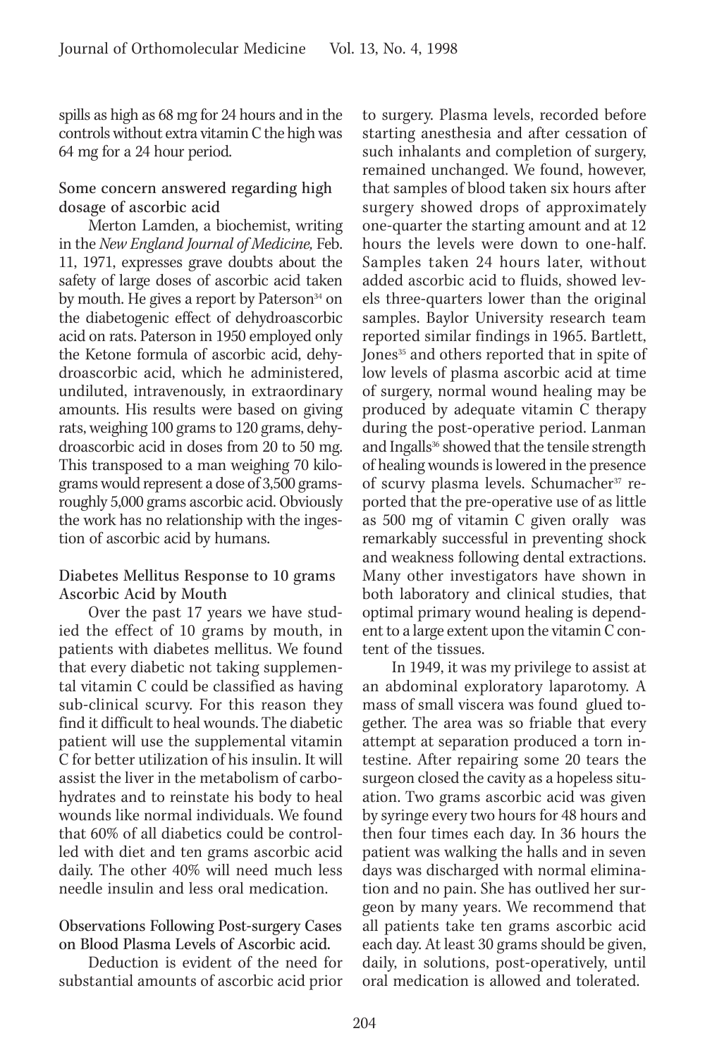spills as high as 68 mg for 24 hours and in the controls without extra vitamin C the high was 64 mg for a 24 hour period.

### Some concern answered regarding high dosage of ascorbic acid

Merton Lamden, a biochemist, writing in the *New England Journal of Medicine,* Feb. 11, 1971, expresses grave doubts about the safety of large doses of ascorbic acid taken by mouth. He gives a report by Paterson[34] on the diabetogenic effect of dehydroascorbic acid on rats. Paterson in 1950 employed only the Ketone formula of ascorbic acid, dehydroascorbic acid, which he administered, undiluted, intravenously, in extraordinary amounts. His results were based on giving rats, weighing 100 grams to 120 grams, dehydroascorbic acid in doses from 20 to 50 mg. This transposed to a man weighing 70 kilograms would represent a dose of 3,500 grams-roughly 5,000 grams ascorbic acid. Obviously the work has no relationship with the ingestion of ascorbic acid by humans.

### Diabetes Mellitus Response to 10 grams Ascorbic Acid by Mouth

Over the past 17 years we have studied the effect of 10 grams by mouth, in patients with diabetes mellitus. We found that every diabetic not taking supplemental vitamin C could be classified as having sub-clinical scurvy. For this reason they find it difficult to heal wounds. The diabetic patient will use the supplemental vitamin C for better utilization of his insulin. It will assist the liver in the metabolism of carbohydrates and to reinstate his body to heal wounds like normal individuals. We found that 60% of all diabetics could be controlled with diet and ten grams ascorbic acid daily. The other 40% will need much less needle insulin and less oral medication.

### Observations Following Post-surgery Cases on Blood Plasma Levels of Ascorbic acid.

Deduction is evident of the need for substantial amounts of ascorbic acid prior to surgery. Plasma levels, recorded before starting anesthesia and after cessation of such inhalants and completion of surgery, remained unchanged. We found, however, that samples of blood taken six hours after surgery showed drops of approximately one-quarter the starting amount and at 12 hours the levels were down to one-half. Samples taken 24 hours later, without added ascorbic acid to fluids, showed levels three-quarters lower than the original samples. Baylor University research team reported similar findings in 1965. Bartlett, Jones[35] and others reported that in spite of low levels of plasma ascorbic acid at time of surgery, normal wound healing may be produced by adequate vitamin C therapy during the post-operative period. Lanman and Ingalls[36] showed that the tensile strength of healing wounds is lowered in the presence of scurvy plasma levels. Schumacher[37] reported that the pre-operative use of as little as 500 mg of vitamin C given orally was remarkably successful in preventing shock and weakness following dental extractions. Many other investigators have shown in both laboratory and clinical studies, that optimal primary wound healing is dependent to a large extent upon the vitamin C content of the tissues.

In 1949, it was my privilege to assist at an abdominal exploratory laparotomy. A mass of small viscera was found glued together. The area was so friable that every attempt at separation produced a torn intestine. After repairing some 20 tears the surgeon closed the cavity as a hopeless situation. Two grams ascorbic acid was given by syringe every two hours for 48 hours and then four times each day. In 36 hours the patient was walking the halls and in seven days was discharged with normal elimination and no pain. She has outlived her surgeon by many years. We recommend that all patients take ten grams ascorbic acid each day. At least 30 grams should be given, daily, in solutions, post-operatively, until oral medication is allowed and tolerated.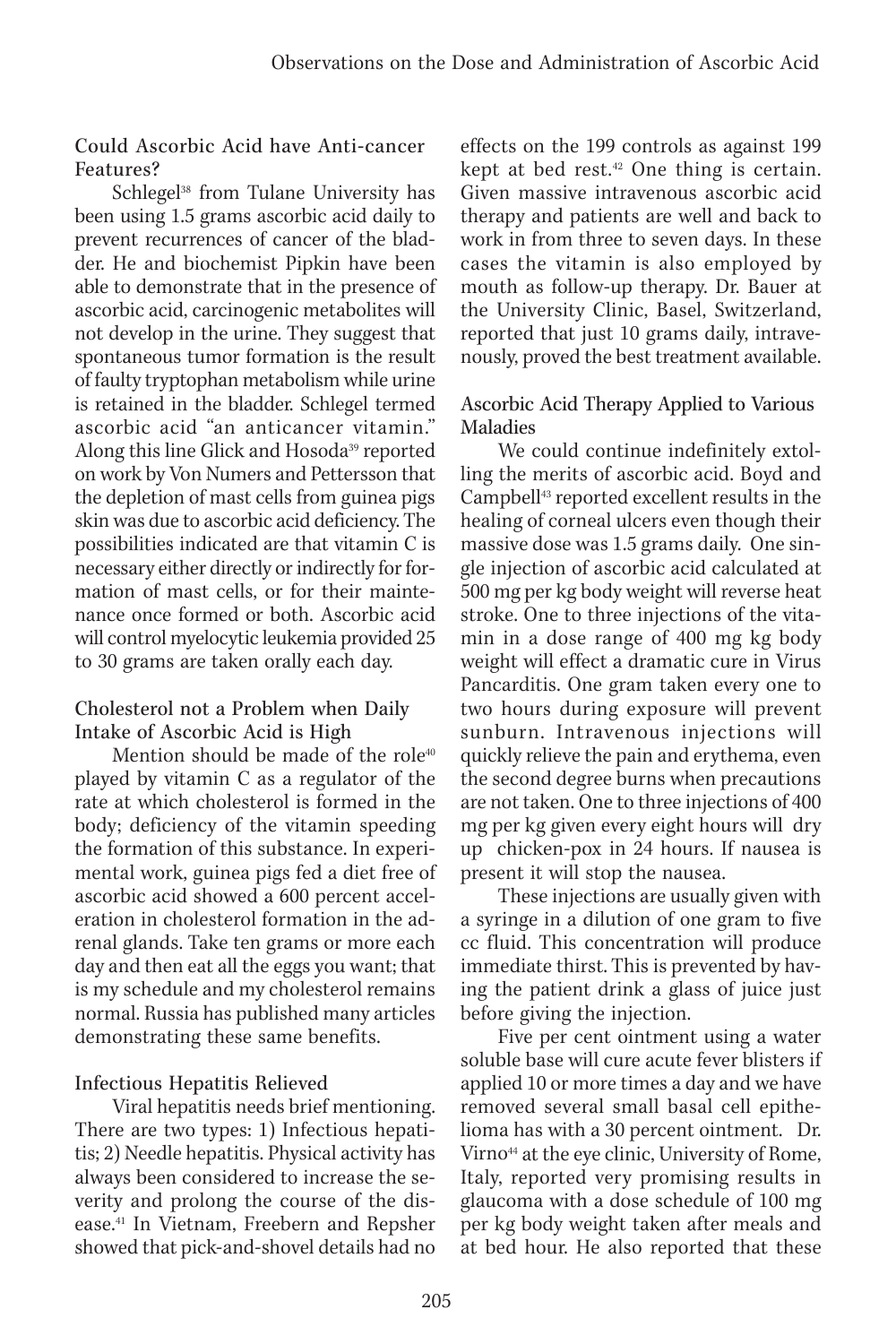## Could Ascorbic Acid have Anti-cancer Features?

Schlegel[38] from Tulane University has been using 1.5 grams ascorbic acid daily to prevent recurrences of cancer of the bladder. He and biochemist Pipkin have been able to demonstrate that in the presence of ascorbic acid, carcinogenic metabolites will not develop in the urine. They suggest that spontaneous tumor formation is the result of faulty tryptophan metabolism while urine is retained in the bladder. Schlegel termed ascorbic acid "an anticancer vitamin." Along this line Glick and Hosoda[39] reported on work by Von Numers and Pettersson that the depletion of mast cells from guinea pigs skin was due to ascorbic acid deficiency. The possibilities indicated are that vitamin C is necessary either directly or indirectly for formation of mast cells, or for their maintenance once formed or both. Ascorbic acid will control myelocytic leukemia provided 25 to 30 grams are taken orally each day.

## Cholesterol not a Problem when Daily Intake of Ascorbic Acid is High

Mention should be made of the role[40] played by vitamin C as a regulator of the rate at which cholesterol is formed in the body; deficiency of the vitamin speeding the formation of this substance. In experimental work, guinea pigs fed a diet free of ascorbic acid showed a 600 percent acceleration in cholesterol formation in the adrenal glands. Take ten grams or more each day and then eat all the eggs you want; that is my schedule and my cholesterol remains normal. Russia has published many articles demonstrating these same benefits.

## Infectious Hepatitis Relieved

Viral hepatitis needs brief mentioning. There are two types: 1) Infectious hepatitis; 2) Needle hepatitis. Physical activity has always been considered to increase the severity and prolong the course of the disease.[41] In Vietnam, Freebern and Repsher showed that pick-and-shovel details had no effects on the 199 controls as against 199 kept at bed rest.[42] One thing is certain. Given massive intravenous ascorbic acid therapy and patients are well and back to work in from three to seven days. In these cases the vitamin is also employed by mouth as follow-up therapy. Dr. Bauer at the University Clinic, Basel, Switzerland, reported that just 10 grams daily, intravenously, proved the best treatment available.

## Ascorbic Acid Therapy Applied to Various Maladies

We could continue indefinitely extolling the merits of ascorbic acid. Boyd and Campbell[43] reported excellent results in the healing of corneal ulcers even though their massive dose was 1.5 grams daily. One single injection of ascorbic acid calculated at 500 mg per kg body weight will reverse heat stroke. One to three injections of the vitamin in a dose range of 400 mg kg body weight will effect a dramatic cure in Virus Pancarditis. One gram taken every one to two hours during exposure will prevent sunburn. Intravenous injections will quickly relieve the pain and erythema, even the second degree burns when precautions are not taken. One to three injections of 400 mg per kg given every eight hours will dry up chicken-pox in 24 hours. If nausea is present it will stop the nausea.

These injections are usually given with a syringe in a dilution of one gram to five cc fluid. This concentration will produce immediate thirst. This is prevented by having the patient drink a glass of juice just before giving the injection.

Five per cent ointment using a water soluble base will cure acute fever blisters if applied 10 or more times a day and we have removed several small basal cell epithelioma has with a 30 percent ointment. Dr. Virno[44] at the eye clinic, University of Rome, Italy, reported very promising results in glaucoma with a dose schedule of 100 mg per kg body weight taken after meals and at bed hour. He also reported that these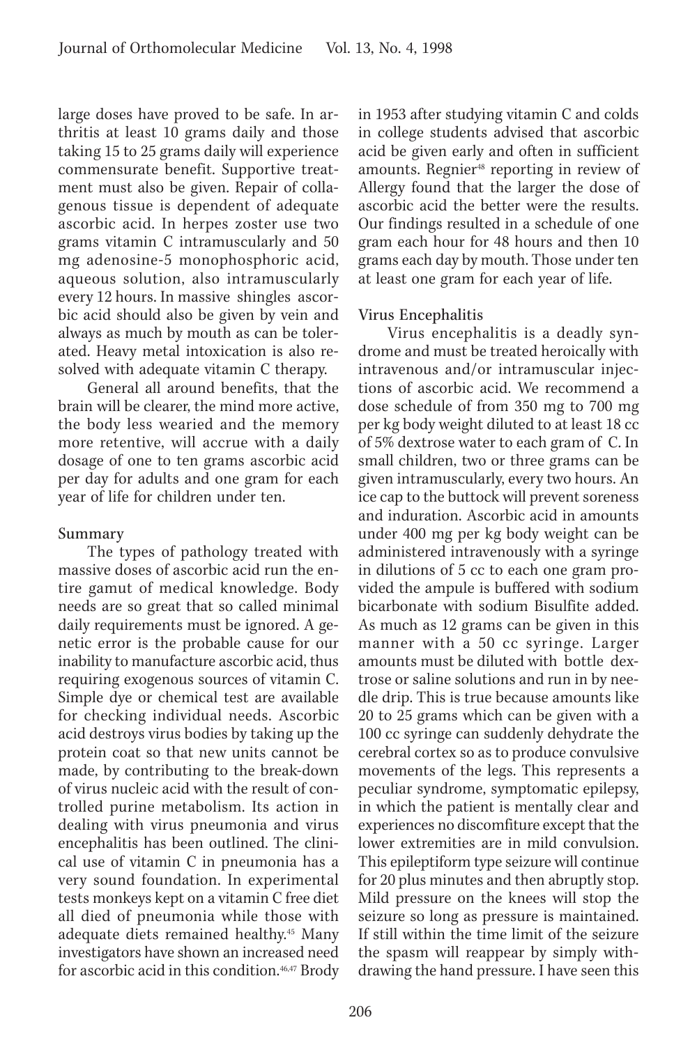large doses have proved to be safe. In arthritis at least 10 grams daily and those taking 15 to 25 grams daily will experience commensurate benefit. Supportive treatment must also be given. Repair of collagenous tissue is dependent of adequate ascorbic acid. In herpes zoster use two grams vitamin C intramuscularly and 50 mg adenosine-5 monophosphoric acid, aqueous solution, also intramuscularly every 12 hours. In massive shingles ascorbic acid should also be given by vein and always as much by mouth as can be tolerated. Heavy metal intoxication is also resolved with adequate vitamin C therapy.

General all around benefits, that the brain will be clearer, the mind more active, the body less wearied and the memory more retentive, will accrue with a daily dosage of one to ten grams ascorbic acid per day for adults and one gram for each year of life for children under ten.

### Summary

The types of pathology treated with massive doses of ascorbic acid run the entire gamut of medical knowledge. Body needs are so great that so called minimal daily requirements must be ignored. A genetic error is the probable cause for our inability to manufacture ascorbic acid, thus requiring exogenous sources of vitamin C. Simple dye or chemical test are available for checking individual needs. Ascorbic acid destroys virus bodies by taking up the protein coat so that new units cannot be made, by contributing to the break-down of virus nucleic acid with the result of controlled purine metabolism. Its action in dealing with virus pneumonia and virus encephalitis has been outlined. The clinical use of vitamin C in pneumonia has a very sound foundation. In experimental tests monkeys kept on a vitamin C free diet all died of pneumonia while those with adequate diets remained healthy.[45] Many investigators have shown an increased need for ascorbic acid in this condition.[46,47] Brody in 1953 after studying vitamin C and colds in college students advised that ascorbic acid be given early and often in sufficient amounts. Regnier[48] reporting in review of Allergy found that the larger the dose of ascorbic acid the better were the results. Our findings resulted in a schedule of one gram each hour for 48 hours and then 10 grams each day by mouth. Those under ten at least one gram for each year of life.

### Virus Encephalitis

Virus encephalitis is a deadly syndrome and must be treated heroically with intravenous and/or intramuscular injections of ascorbic acid. We recommend a dose schedule of from 350 mg to 700 mg per kg body weight diluted to at least 18 cc of 5% dextrose water to each gram of C. In small children, two or three grams can be given intramuscularly, every two hours. An ice cap to the buttock will prevent soreness and induration. Ascorbic acid in amounts under 400 mg per kg body weight can be administered intravenously with a syringe in dilutions of 5 cc to each one gram provided the ampule is buffered with sodium bicarbonate with sodium Bisulfite added. As much as 12 grams can be given in this manner with a 50 cc syringe. Larger amounts must be diluted with bottle dextrose or saline solutions and run in by needle drip. This is true because amounts like 20 to 25 grams which can be given with a 100 cc syringe can suddenly dehydrate the cerebral cortex so as to produce convulsive movements of the legs. This represents a peculiar syndrome, symptomatic epilepsy, in which the patient is mentally clear and experiences no discomfiture except that the lower extremities are in mild convulsion. This epileptiform type seizure will continue for 20 plus minutes and then abruptly stop. Mild pressure on the knees will stop the seizure so long as pressure is maintained. If still within the time limit of the seizure the spasm will reappear by simply withdrawing the hand pressure. I have seen this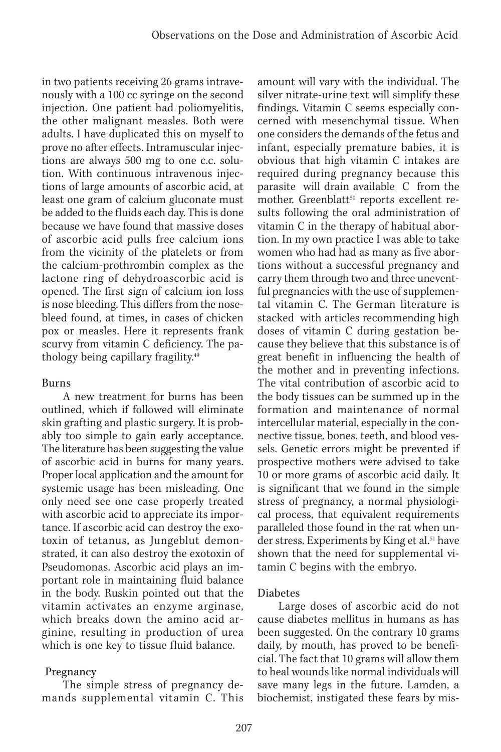in two patients receiving 26 grams intravenously with a 100 cc syringe on the second injection. One patient had poliomyelitis, the other malignant measles. Both were adults. I have duplicated this on myself to prove no after effects. Intramuscular injections are always 500 mg to one c.c. solution. With continuous intravenous injections of large amounts of ascorbic acid, at least one gram of calcium gluconate must be added to the fluids each day. This is done because we have found that massive doses of ascorbic acid pulls free calcium ions from the vicinity of the platelets or from the calcium-prothrombin complex as the lactone ring of dehydroascorbic acid is opened. The first sign of calcium ion loss is nose bleeding. This differs from the nosebleed found, at times, in cases of chicken pox or measles. Here it represents frank scurvy from vitamin C deficiency. The pathology being capillary fragility.[49]

### Burns

A new treatment for burns has been outlined, which if followed will eliminate skin grafting and plastic surgery. It is probably too simple to gain early acceptance. The literature has been suggesting the value of ascorbic acid in burns for many years. Proper local application and the amount for systemic usage has been misleading. One only need see one case properly treated with ascorbic acid to appreciate its importance. If ascorbic acid can destroy the exotoxin of tetanus, as Jungeblut demonstrated, it can also destroy the exotoxin of Pseudomonas. Ascorbic acid plays an important role in maintaining fluid balance in the body. Ruskin pointed out that the vitamin activates an enzyme arginase, which breaks down the amino acid arginine, resulting in production of urea which is one key to tissue fluid balance.

### Pregnancy

The simple stress of pregnancy demands supplemental vitamin C. This amount will vary with the individual. The silver nitrate-urine text will simplify these findings. Vitamin C seems especially concerned with mesenchymal tissue. When one considers the demands of the fetus and infant, especially premature babies, it is obvious that high vitamin C intakes are required during pregnancy because this parasite will drain available C from the mother. Greenblatt[50] reports excellent results following the oral administration of vitamin C in the therapy of habitual abortion. In my own practice I was able to take women who had had as many as five abortions without a successful pregnancy and carry them through two and three uneventful pregnancies with the use of supplemental vitamin C. The German literature is stacked with articles recommending high doses of vitamin C during gestation because they believe that this substance is of great benefit in influencing the health of the mother and in preventing infections. The vital contribution of ascorbic acid to the body tissues can be summed up in the formation and maintenance of normal intercellular material, especially in the connective tissue, bones, teeth, and blood vessels. Genetic errors might be prevented if prospective mothers were advised to take 10 or more grams of ascorbic acid daily. It is significant that we found in the simple stress of pregnancy, a normal physiological process, that equivalent requirements paralleled those found in the rat when under stress. Experiments by King et al.[51] have shown that the need for supplemental vitamin C begins with the embryo.

### Diabetes

Large doses of ascorbic acid do not cause diabetes mellitus in humans as has been suggested. On the contrary 10 grams daily, by mouth, has proved to be beneficial. The fact that 10 grams will allow them to heal wounds like normal individuals will save many legs in the future. Lamden, a biochemist, instigated these fears by mis-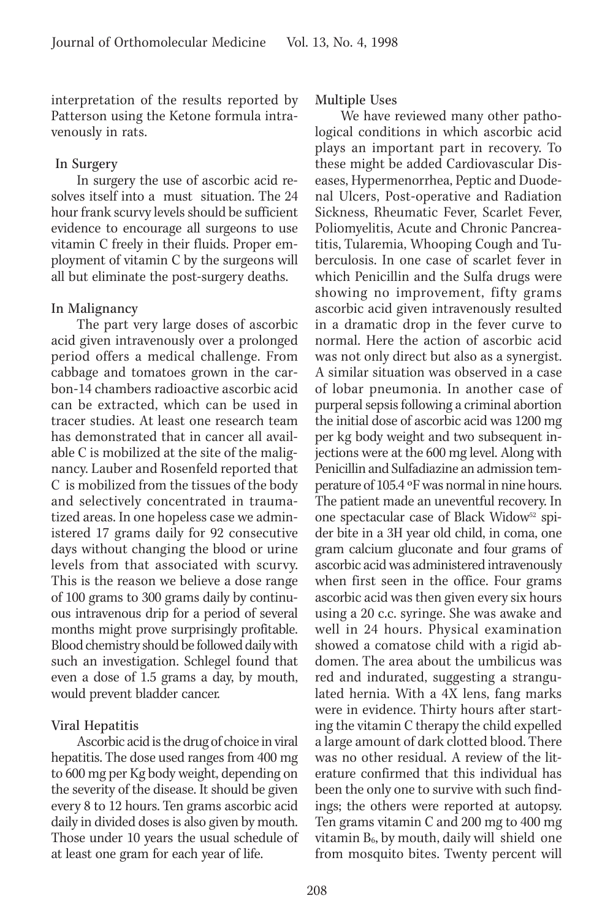interpretation of the results reported by Patterson using the Ketone formula intravenously in rats.

### In Surgery

In surgery the use of ascorbic acid resolves itself into a must situation. The 24 hour frank scurvy levels should be sufficient evidence to encourage all surgeons to use vitamin C freely in their fluids. Proper employment of vitamin C by the surgeons will all but eliminate the post-surgery deaths.

### In Malignancy

The part very large doses of ascorbic acid given intravenously over a prolonged period offers a medical challenge. From cabbage and tomatoes grown in the carbon-14 chambers radioactive ascorbic acid can be extracted, which can be used in tracer studies. At least one research team has demonstrated that in cancer all available C is mobilized at the site of the malignancy. Lauber and Rosenfeld reported that C is mobilized from the tissues of the body and selectively concentrated in traumatized areas. In one hopeless case we administered 17 grams daily for 92 consecutive days without changing the blood or urine levels from that associated with scurvy. This is the reason we believe a dose range of 100 grams to 300 grams daily by continuous intravenous drip for a period of several months might prove surprisingly profitable. Blood chemistry should be followed daily with such an investigation. Schlegel found that even a dose of 1.5 grams a day, by mouth, would prevent bladder cancer.

### Viral Hepatitis

Ascorbic acid is the drug of choice in viral hepatitis. The dose used ranges from 400 mg to 600 mg per Kg body weight, depending on the severity of the disease. It should be given every 8 to 12 hours. Ten grams ascorbic acid daily in divided doses is also given by mouth. Those under 10 years the usual schedule of at least one gram for each year of life.

### Multiple Uses

We have reviewed many other pathological conditions in which ascorbic acid plays an important part in recovery. To these might be added Cardiovascular Diseases, Hypermenorrhea, Peptic and Duodenal Ulcers, Post-operative and Radiation Sickness, Rheumatic Fever, Scarlet Fever, Poliomyelitis, Acute and Chronic Pancreatitis, Tularemia, Whooping Cough and Tuberculosis. In one case of scarlet fever in which Penicillin and the Sulfa drugs were showing no improvement, fifty grams ascorbic acid given intravenously resulted in a dramatic drop in the fever curve to normal. Here the action of ascorbic acid was not only direct but also as a synergist. A similar situation was observed in a case of lobar pneumonia. In another case of purperal sepsis following a criminal abortion the initial dose of ascorbic acid was 1200 mg per kg body weight and two subsequent injections were at the 600 mg level. Along with Penicillin and Sulfadiazine an admission temperature of 105.4 °F was normal in nine hours. The patient made an uneventful recovery. In one spectacular case of Black Widow[52] spider bite in a 3H year old child, in coma, one gram calcium gluconate and four grams of ascorbic acid was administered intravenously when first seen in the office. Four grams ascorbic acid was then given every six hours using a 20 c.c. syringe. She was awake and well in 24 hours. Physical examination showed a comatose child with a rigid abdomen. The area about the umbilicus was red and indurated, suggesting a strangulated hernia. With a 4X lens, fang marks were in evidence. Thirty hours after starting the vitamin C therapy the child expelled a large amount of dark clotted blood. There was no other residual. A review of the literature confirmed that this individual has been the only one to survive with such findings; the others were reported at autopsy. Ten grams vitamin C and 200 mg to 400 mg vitamin $B_6$, by mouth, daily will shield one from mosquito bites. Twenty percent will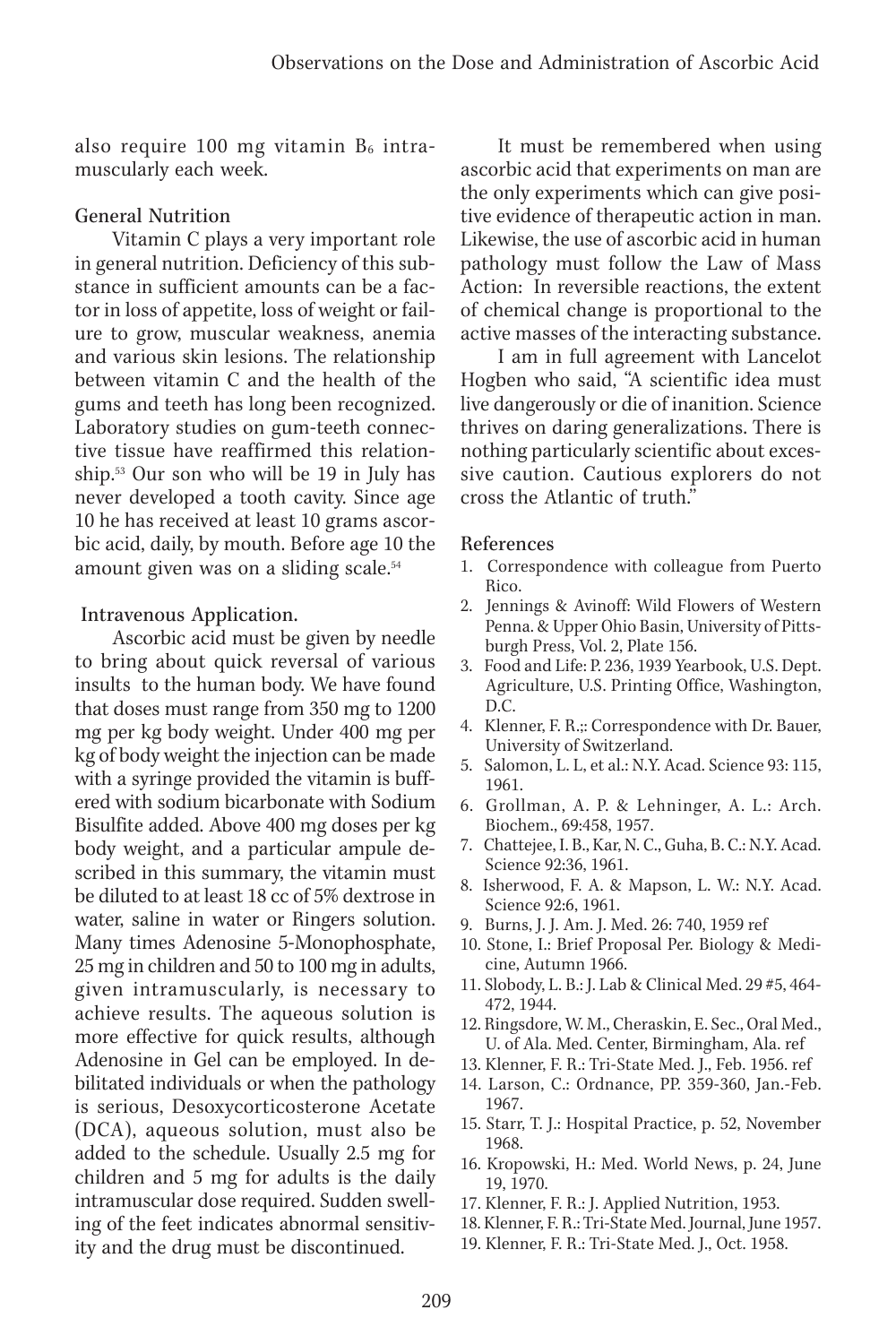also require 100 mg vitamin $B_6$ intramuscularly each week.

### General Nutrition

Vitamin C plays a very important role in general nutrition. Deficiency of this substance in sufficient amounts can be a factor in loss of appetite, loss of weight or failure to grow, muscular weakness, anemia and various skin lesions. The relationship between vitamin C and the health of the gums and teeth has long been recognized. Laboratory studies on gum-teeth connective tissue have reaffirmed this relationship.[53] Our son who will be 19 in July has never developed a tooth cavity. Since age 10 he has received at least 10 grams ascorbic acid, daily, by mouth. Before age 10 the amount given was on a sliding scale.[54]

### Intravenous Application.

Ascorbic acid must be given by needle to bring about quick reversal of various insults to the human body. We have found that doses must range from 350 mg to 1200 mg per kg body weight. Under 400 mg per kg of body weight the injection can be made with a syringe provided the vitamin is buffered with sodium bicarbonate with Sodium Bisulfite added. Above 400 mg doses per kg body weight, and a particular ampule described in this summary, the vitamin must be diluted to at least 18 cc of 5% dextrose in water, saline in water or Ringers solution. Many times Adenosine 5-Monophosphate, 25 mg in children and 50 to 100 mg in adults, given intramuscularly, is necessary to achieve results. The aqueous solution is more effective for quick results, although Adenosine in Gel can be employed. In debilitated individuals or when the pathology is serious, Desoxycorticosterone Acetate (DCA), aqueous solution, must also be added to the schedule. Usually 2.5 mg for children and 5 mg for adults is the daily intramuscular dose required. Sudden swelling of the feet indicates abnormal sensitivity and the drug must be discontinued.

It must be remembered when using ascorbic acid that experiments on man are the only experiments which can give positive evidence of therapeutic action in man. Likewise, the use of ascorbic acid in human pathology must follow the Law of Mass Action: In reversible reactions, the extent of chemical change is proportional to the active masses of the interacting substance.

I am in full agreement with Lancelot Hogben who said, "A scientific idea must live dangerously or die of inanition. Science thrives on daring generalizations. There is nothing particularly scientific about excessive caution. Cautious explorers do not cross the Atlantic of truth."

### References

1. Correspondence with colleague from Puerto Rico.
2. Jennings & Avinoff: Wild Flowers of Western Penna. & Upper Ohio Basin, University of Pittsburgh Press, Vol. 2, Plate 156.
3. Food and Life: P. 236, 1939 Yearbook, U.S. Dept. Agriculture, U.S. Printing Office, Washington, D.C.
4. Klenner, F. R.;: Correspondence with Dr. Bauer, University of Switzerland.
5. Salomon, L. L, et al.: N.Y. Acad. Science 93: 115, 1961.
6. Grollman, A. P. & Lehninger, A. L.: Arch. Biochem., 69:458, 1957.
7. Chattejee, I. B., Kar, N. C., Guha, B. C.: N.Y. Acad. Science 92:36, 1961.
8. Isherwood, F. A. & Mapson, L. W.: N.Y. Acad. Science 92:6, 1961.
9. Burns, J. J. Am. J. Med. 26: 740, 1959 ref
10. Stone, I.: Brief Proposal Per. Biology & Medicine, Autumn 1966.
11. Slobody, L. B.: J. Lab & Clinical Med. 29 #5, 464-472, 1944.
12. Ringsdore, W. M., Cheraskin, E. Sec., Oral Med., U. of Ala. Med. Center, Birmingham, Ala. ref
13. Klenner, F. R.: Tri-State Med. J., Feb. 1956. ref
14. Larson, C.: Ordnance, PP. 359-360, Jan.-Feb. 1967.
15. Starr, T. J.: Hospital Practice, p. 52, November 1968.
16. Kropowski, H.: Med. World News, p. 24, June 19, 1970.
17. Klenner, F. R.: J. Applied Nutrition, 1953.
18. Klenner, F. R.: Tri-State Med. Journal, June 1957.
19. Klenner, F. R.: Tri-State Med. J., Oct. 1958.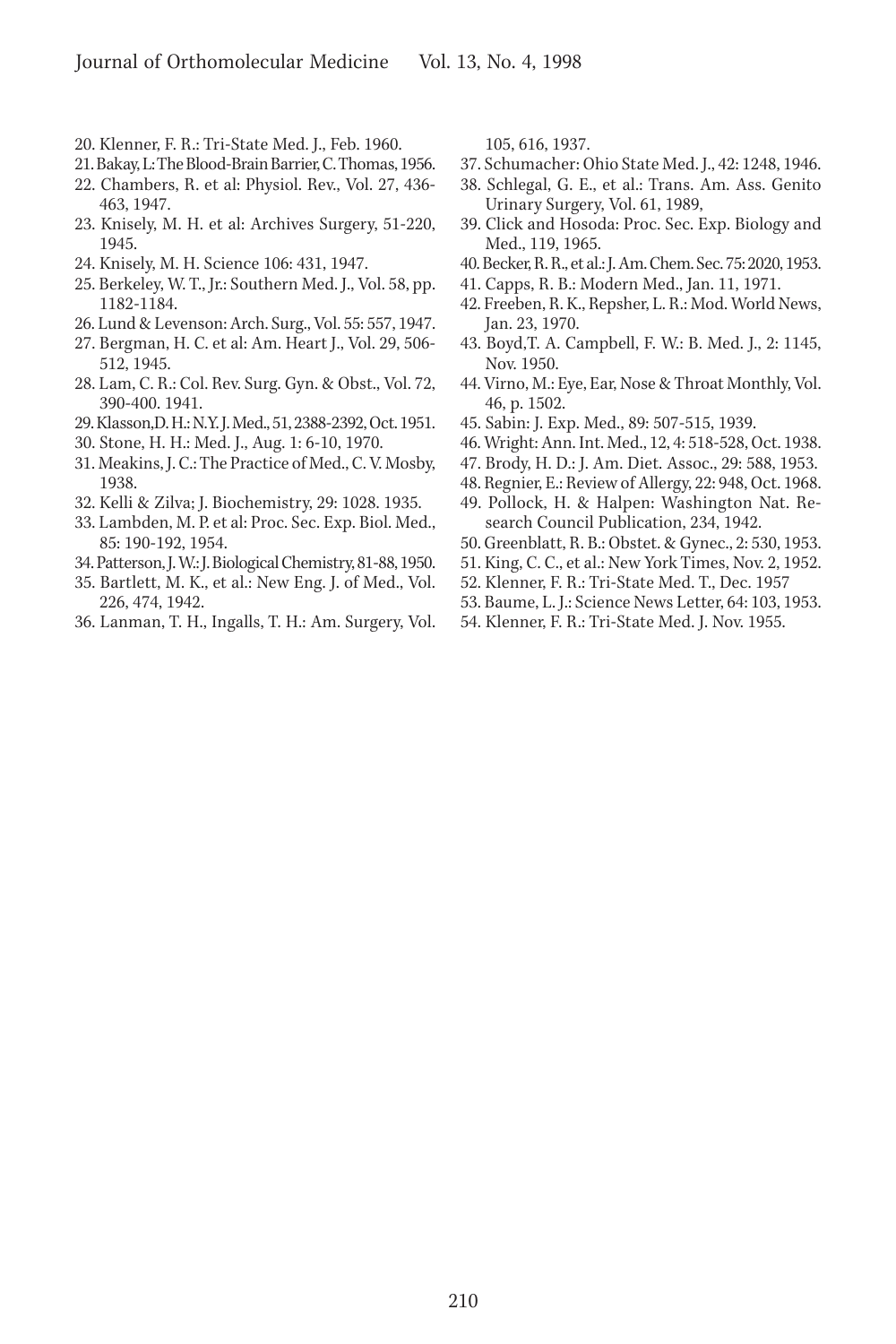20. Klenner, F. R.: Tri-State Med. J., Feb. 1960.
21. Bakay, L: The Blood-Brain Barrier, C. Thomas, 1956.
22. Chambers, R. et al: Physiol. Rev., Vol. 27, 436-463, 1947.
23. Knisely, M. H. et al: Archives Surgery, 51-220, 1945.
24. Knisely, M. H. Science 106: 431, 1947.
25. Berkeley, W. T., Jr.: Southern Med. J., Vol. 58, pp. 1182-1184.
26. Lund & Levenson: Arch. Surg., Vol. 55: 557, 1947.
27. Bergman, H. C. et al: Am. Heart J., Vol. 29, 506-512, 1945.
28. Lam, C. R.: Col. Rev. Surg. Gyn. & Obst., Vol. 72, 390-400. 1941.
29. Klasson, D. H.: N.Y. J. Med., 51, 2388-2392, Oct. 1951.
30. Stone, H. H.: Med. J., Aug. 1: 6-10, 1970.
31. Meakins, J. C.: The Practice of Med., C. V. Mosby, 1938.
32. Kelli & Zilva; J. Biochemistry, 29: 1028. 1935.
33. Lambden, M. P. et al: Proc. Sec. Exp. Biol. Med., 85: 190-192, 1954.
34. Patterson, J. W.: J. Biological Chemistry, 81-88, 1950.
35. Bartlett, M. K., et al.: New Eng. J. of Med., Vol. 226, 474, 1942.
36. Lanman, T. H., Ingalls, T. H.: Am. Surgery, Vol. 105, 616, 1937.
37. Schumacher: Ohio State Med. J., 42: 1248, 1946.
38. Schlegal, G. E., et al.: Trans. Am. Ass. Genito Urinary Surgery, Vol. 61, 1989,
39. Click and Hosoda: Proc. Sec. Exp. Biology and Med., 119, 1965.
40. Becker, R. R., et al.: J. Am. Chem. Sec. 75: 2020, 1953.
41. Capps, R. B.: Modern Med., Jan. 11, 1971.
42. Freeben, R. K., Repsher, L. R.: Mod. World News, Jan. 23, 1970.
43. Boyd, T. A. Campbell, F. W.: B. Med. J., 2: 1145, Nov. 1950.
44. Virno, M.: Eye, Ear, Nose & Throat Monthly, Vol. 46, p. 1502.
45. Sabin: J. Exp. Med., 89: 507-515, 1939.
46. Wright: Ann. Int. Med., 12, 4: 518-528, Oct. 1938.
47. Brody, H. D.: J. Am. Diet. Assoc., 29: 588, 1953.
48. Regnier, E.: Review of Allergy, 22: 948, Oct. 1968.
49. Pollock, H. & Halpen: Washington Nat. Research Council Publication, 234, 1942.
50. Greenblatt, R. B.: Obstet. & Gynec., 2: 530, 1953.
51. King, C. C., et al.: New York Times, Nov. 2, 1952.
52. Klenner, F. R.: Tri-State Med. T., Dec. 1957
53. Baume, L. J.: Science News Letter, 64: 103, 1953.
54. Klenner, F. R.: Tri-State Med. J. Nov. 1955.